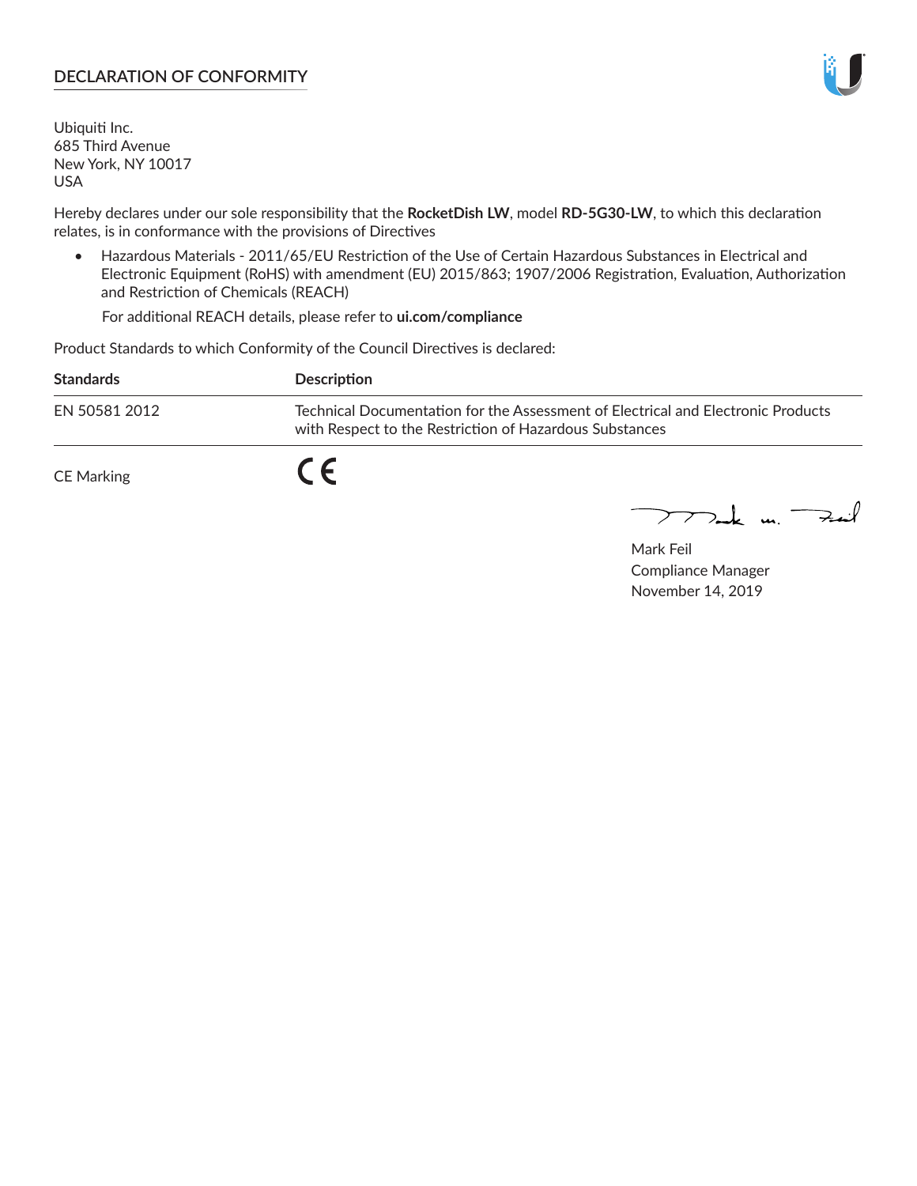## DECLARATION OF CONFORMITY

Ubiquiti Inc.
685 Third Avenue
New York, NY 10017
USA

Hereby declares under our sole responsibility that the **RocketDish LW**, model **RD-5G30-LW**, to which this declaration relates, is in conformance with the provisions of Directives

- Hazardous Materials - 2011/65/EU Restriction of the Use of Certain Hazardous Substances in Electrical and Electronic Equipment (RoHS) with amendment (EU) 2015/863; 1907/2006 Registration, Evaluation, Authorization and Restriction of Chemicals (REACH)

  For additional REACH details, please refer to **ui.com/compliance**

Product Standards to which Conformity of the Council Directives is declared:

| Standards | Description |
|---|---|
| EN 50581 2012 | Technical Documentation for the Assessment of Electrical and Electronic Products with Respect to the Restriction of Hazardous Substances |
| CE Marking | CE |

Mark Feil
Compliance Manager
November 14, 2019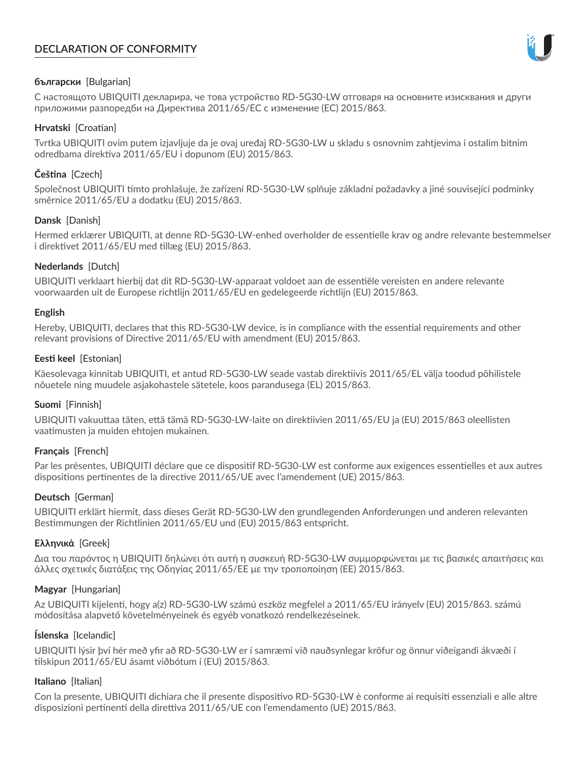# DECLARATION OF CONFORMITY

**български** [Bulgarian]

С настоящото UBIQUITI декларира, че това устройство RD-5G30-LW отговаря на основните изисквания и други приложими разпоредби на Директива 2011/65/ЕС с изменение (ЕС) 2015/863.

**Hrvatski** [Croatian]

Tvrtka UBIQUITI ovim putem izjavljuje da je ovaj uređaj RD-5G30-LW u skladu s osnovnim zahtjevima i ostalim bitnim odredbama direktiva 2011/65/EU i dopunom (EU) 2015/863.

**Čeština** [Czech]

Společnost UBIQUITI tímto prohlašuje, že zařízení RD-5G30-LW splňuje základní požadavky a jiné související podmínky směrnice 2011/65/EU a dodatku (EU) 2015/863.

**Dansk** [Danish]

Hermed erklærer UBIQUITI, at denne RD-5G30-LW-enhed overholder de essentielle krav og andre relevante bestemmelser i direktivet 2011/65/EU med tillæg (EU) 2015/863.

**Nederlands** [Dutch]

UBIQUITI verklaart hierbij dat dit RD-5G30-LW-apparaat voldoet aan de essentiële vereisten en andere relevante voorwaarden uit de Europese richtlijn 2011/65/EU en gedelegeerde richtlijn (EU) 2015/863.

**English**

Hereby, UBIQUITI, declares that this RD-5G30-LW device, is in compliance with the essential requirements and other relevant provisions of Directive 2011/65/EU with amendment (EU) 2015/863.

**Eesti keel** [Estonian]

Käesolevaga kinnitab UBIQUITI, et antud RD-5G30-LW seade vastab direktiivis 2011/65/EL välja toodud põhilistele nõuetele ning muudele asjakohastele sätetele, koos parandusega (EL) 2015/863.

**Suomi** [Finnish]

UBIQUITI vakuuttaa täten, että tämä RD-5G30-LW-laite on direktiivien 2011/65/EU ja (EU) 2015/863 oleellisten vaatimusten ja muiden ehtojen mukainen.

**Français** [French]

Par les présentes, UBIQUITI déclare que ce dispositif RD-5G30-LW est conforme aux exigences essentielles et aux autres dispositions pertinentes de la directive 2011/65/UE avec l'amendement (UE) 2015/863.

**Deutsch** [German]

UBIQUITI erklärt hiermit, dass dieses Gerät RD-5G30-LW den grundlegenden Anforderungen und anderen relevanten Bestimmungen der Richtlinien 2011/65/EU und (EU) 2015/863 entspricht.

**Ελληνικά** [Greek]

Δια του παρόντος η UBIQUITI δηλώνει ότι αυτή η συσκευή RD-5G30-LW συμμορφώνεται με τις βασικές απαιτήσεις και άλλες σχετικές διατάξεις της Οδηγίας 2011/65/ΕΕ με την τροποποίηση (ΕΕ) 2015/863.

**Magyar** [Hungarian]

Az UBIQUITI kijelenti, hogy a(z) RD-5G30-LW számú eszköz megfelel a 2011/65/EU irányelv (EU) 2015/863. számú módosítása alapvető követelményeinek és egyéb vonatkozó rendelkezéseinek.

**Íslenska** [Icelandic]

UBIQUITI lýsir því hér með yfir að RD-5G30-LW er í samræmi við nauðsynlegar kröfur og önnur viðeigandi ákvæði í tilskipun 2011/65/EU ásamt viðbótum í (EU) 2015/863.

**Italiano** [Italian]

Con la presente, UBIQUITI dichiara che il presente dispositivo RD-5G30-LW è conforme ai requisiti essenziali e alle altre disposizioni pertinenti della direttiva 2011/65/UE con l'emendamento (UE) 2015/863.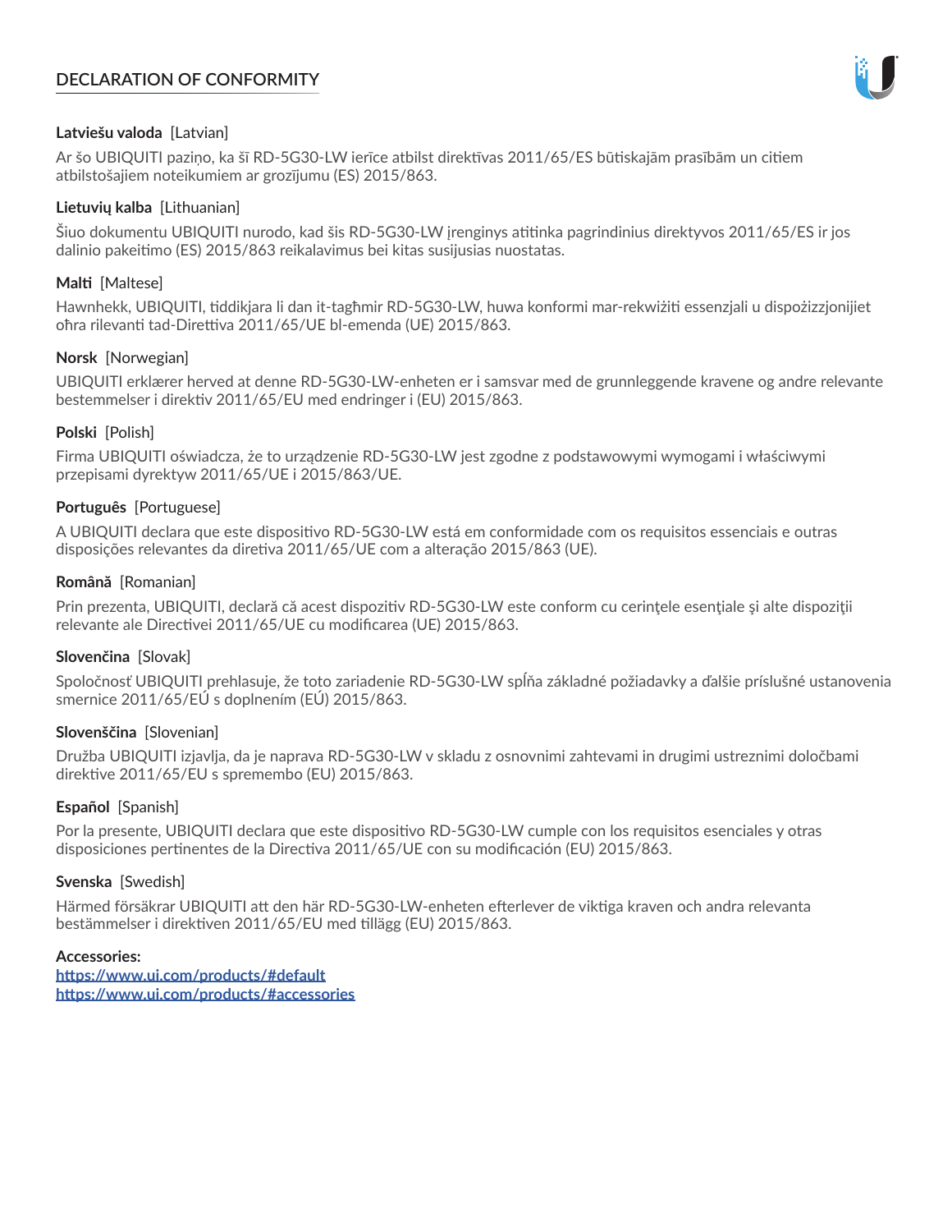# DECLARATION OF CONFORMITY

**Latviešu valoda** [Latvian]

Ar šo UBIQUITI paziņo, ka šī RD-5G30-LW ierīce atbilst direktīvas 2011/65/ES būtiskajām prasībām un citiem atbilstošajiem noteikumiem ar grozījumu (ES) 2015/863.

**Lietuvių kalba** [Lithuanian]

Šiuo dokumentu UBIQUITI nurodo, kad šis RD-5G30-LW įrenginys atitinka pagrindinius direktyvos 2011/65/ES ir jos dalinio pakeitimo (ES) 2015/863 reikalavimus bei kitas susijusias nuostatas.

**Malti** [Maltese]

Hawnhekk, UBIQUITI, tiddikjara li dan it-tagħmir RD-5G30-LW, huwa konformi mar-rekwiżiti essenzjali u dispożizzjonijiet oħra rilevanti tad-Direttiva 2011/65/UE bl-emenda (UE) 2015/863.

**Norsk** [Norwegian]

UBIQUITI erklærer herved at denne RD-5G30-LW-enheten er i samsvar med de grunnleggende kravene og andre relevante bestemmelser i direktiv 2011/65/EU med endringer i (EU) 2015/863.

**Polski** [Polish]

Firma UBIQUITI oświadcza, że to urządzenie RD-5G30-LW jest zgodne z podstawowymi wymogami i właściwymi przepisami dyrektyw 2011/65/UE i 2015/863/UE.

**Português** [Portuguese]

A UBIQUITI declara que este dispositivo RD-5G30-LW está em conformidade com os requisitos essenciais e outras disposições relevantes da diretiva 2011/65/UE com a alteração 2015/863 (UE).

**Română** [Romanian]

Prin prezenta, UBIQUITI, declară că acest dispozitiv RD-5G30-LW este conform cu cerinţele esenţiale şi alte dispoziţii relevante ale Directivei 2011/65/UE cu modificarea (UE) 2015/863.

**Slovenčina** [Slovak]

Spoločnosť UBIQUITI prehlasuje, že toto zariadenie RD-5G30-LW spĺňa základné požiadavky a ďalšie príslušné ustanovenia smernice 2011/65/EÚ s doplnením (EÚ) 2015/863.

**Slovenščina** [Slovenian]

Družba UBIQUITI izjavlja, da je naprava RD-5G30-LW v skladu z osnovnimi zahtevami in drugimi ustreznimi določbami direktive 2011/65/EU s spremembo (EU) 2015/863.

**Español** [Spanish]

Por la presente, UBIQUITI declara que este dispositivo RD-5G30-LW cumple con los requisitos esenciales y otras disposiciones pertinentes de la Directiva 2011/65/UE con su modificación (EU) 2015/863.

**Svenska** [Swedish]

Härmed försäkrar UBIQUITI att den här RD-5G30-LW-enheten efterlever de viktiga kraven och andra relevanta bestämmelser i direktiven 2011/65/EU med tillägg (EU) 2015/863.

**Accessories:**
**https://www.ui.com/products/#default**
**https://www.ui.com/products/#accessories**